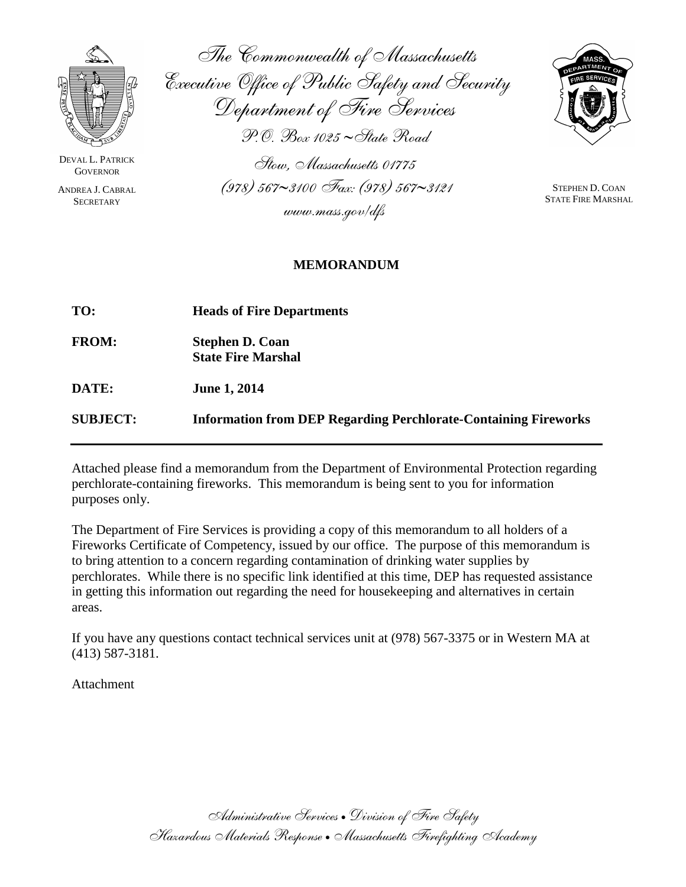The Commonwealth of Massachusetts
Executive Office of Public Safety and Security
Department of Fire Services
P.O. Box 1025 ~ State Road
Stow, Massachusetts 01775
(978) 567~3100 Fax: (978) 567~3121
www.mass.gov/dfs

DEVAL L. PATRICK
GOVERNOR

ANDREA J. CABRAL
SECRETARY

STEPHEN D. COAN
STATE FIRE MARSHAL

# MEMORANDUM

**TO:** **Heads of Fire Departments**

**FROM:** **Stephen D. Coan**
**State Fire Marshal**

**DATE:** **June 1, 2014**

**SUBJECT:** **Information from DEP Regarding Perchlorate-Containing Fireworks**

---

Attached please find a memorandum from the Department of Environmental Protection regarding perchlorate-containing fireworks. This memorandum is being sent to you for information purposes only.

The Department of Fire Services is providing a copy of this memorandum to all holders of a Fireworks Certificate of Competency, issued by our office. The purpose of this memorandum is to bring attention to a concern regarding contamination of drinking water supplies by perchlorates. While there is no specific link identified at this time, DEP has requested assistance in getting this information out regarding the need for housekeeping and alternatives in certain areas.

If you have any questions contact technical services unit at (978) 567-3375 or in Western MA at (413) 587-3181.

Attachment

*Administrative Services • Division of Fire Safety*
*Hazardous Materials Response • Massachusetts Firefighting Academy*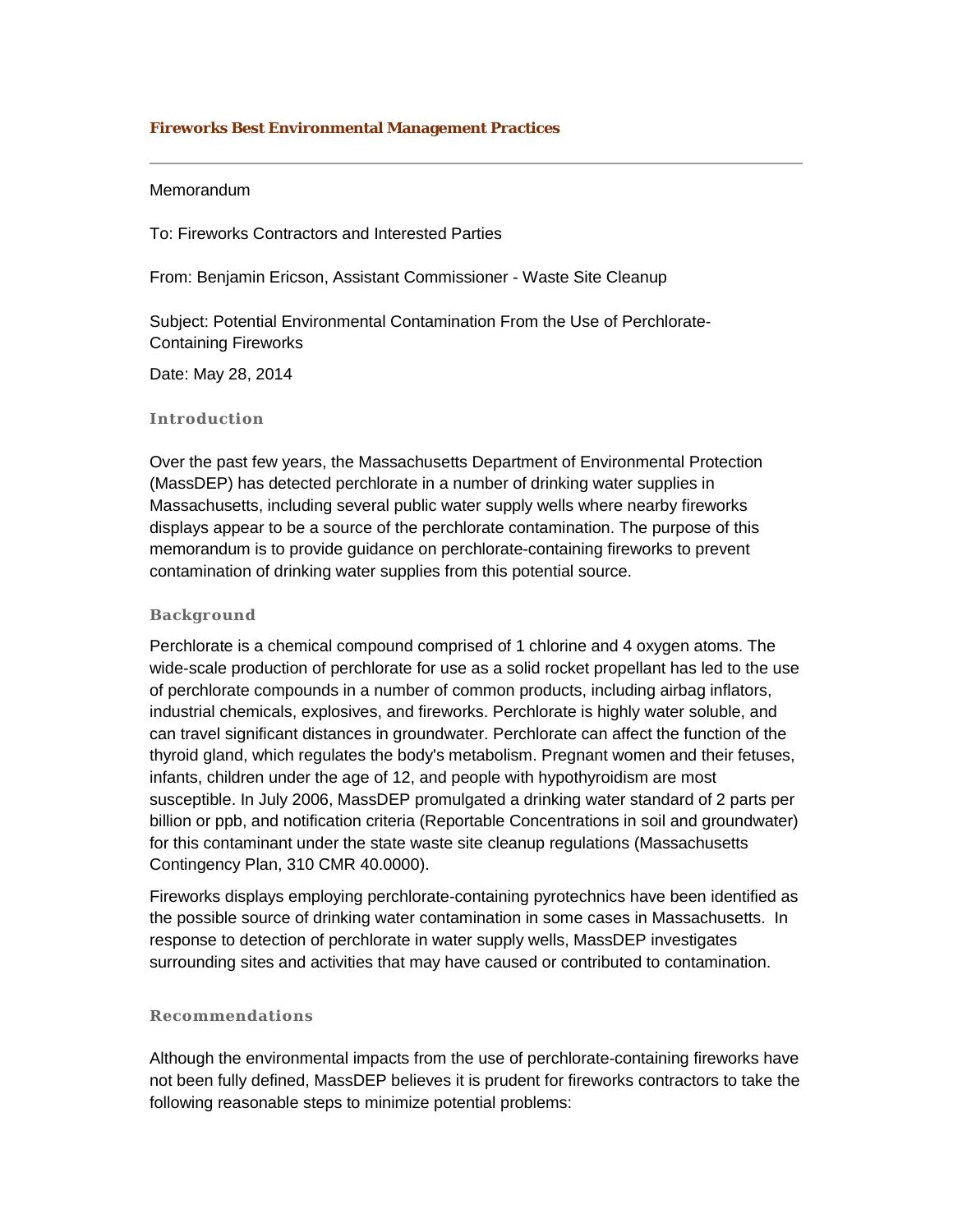**Fireworks Best Environmental Management Practices**

---

Memorandum

To: Fireworks Contractors and Interested Parties

From: Benjamin Ericson, Assistant Commissioner - Waste Site Cleanup

Subject: Potential Environmental Contamination From the Use of Perchlorate-Containing Fireworks

Date: May 28, 2014

### Introduction

Over the past few years, the Massachusetts Department of Environmental Protection (MassDEP) has detected perchlorate in a number of drinking water supplies in Massachusetts, including several public water supply wells where nearby fireworks displays appear to be a source of the perchlorate contamination. The purpose of this memorandum is to provide guidance on perchlorate-containing fireworks to prevent contamination of drinking water supplies from this potential source.

### Background

Perchlorate is a chemical compound comprised of 1 chlorine and 4 oxygen atoms. The wide-scale production of perchlorate for use as a solid rocket propellant has led to the use of perchlorate compounds in a number of common products, including airbag inflators, industrial chemicals, explosives, and fireworks. Perchlorate is highly water soluble, and can travel significant distances in groundwater. Perchlorate can affect the function of the thyroid gland, which regulates the body's metabolism. Pregnant women and their fetuses, infants, children under the age of 12, and people with hypothyroidism are most susceptible. In July 2006, MassDEP promulgated a drinking water standard of 2 parts per billion or ppb, and notification criteria (Reportable Concentrations in soil and groundwater) for this contaminant under the state waste site cleanup regulations (Massachusetts Contingency Plan, 310 CMR 40.0000).

Fireworks displays employing perchlorate-containing pyrotechnics have been identified as the possible source of drinking water contamination in some cases in Massachusetts. In response to detection of perchlorate in water supply wells, MassDEP investigates surrounding sites and activities that may have caused or contributed to contamination.

### Recommendations

Although the environmental impacts from the use of perchlorate-containing fireworks have not been fully defined, MassDEP believes it is prudent for fireworks contractors to take the following reasonable steps to minimize potential problems: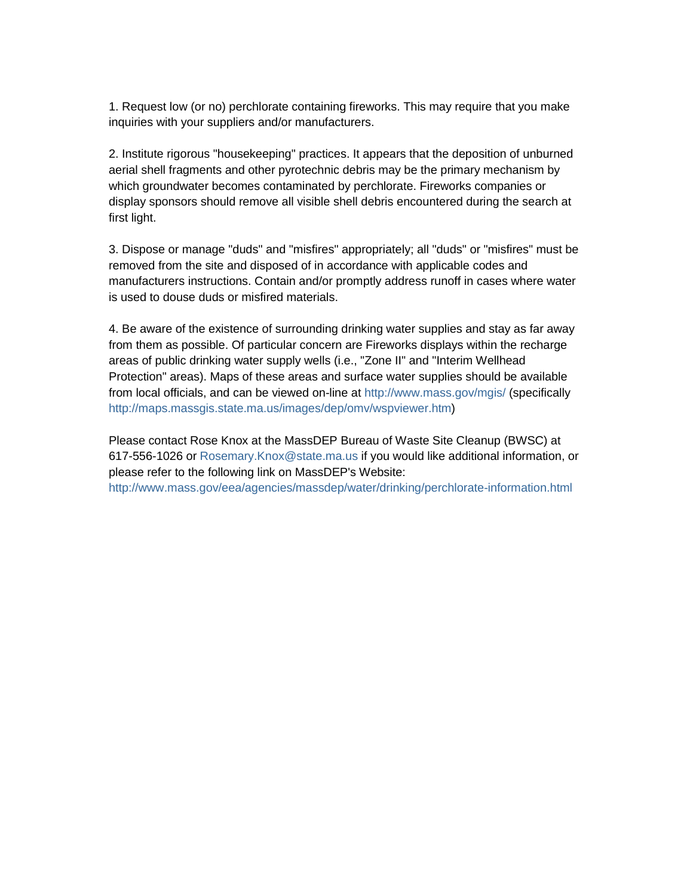1. Request low (or no) perchlorate containing fireworks. This may require that you make inquiries with your suppliers and/or manufacturers.

2. Institute rigorous "housekeeping" practices. It appears that the deposition of unburned aerial shell fragments and other pyrotechnic debris may be the primary mechanism by which groundwater becomes contaminated by perchlorate. Fireworks companies or display sponsors should remove all visible shell debris encountered during the search at first light.

3. Dispose or manage "duds" and "misfires" appropriately; all "duds" or "misfires" must be removed from the site and disposed of in accordance with applicable codes and manufacturers instructions. Contain and/or promptly address runoff in cases where water is used to douse duds or misfired materials.

4. Be aware of the existence of surrounding drinking water supplies and stay as far away from them as possible. Of particular concern are Fireworks displays within the recharge areas of public drinking water supply wells (i.e., "Zone II" and "Interim Wellhead Protection" areas). Maps of these areas and surface water supplies should be available from local officials, and can be viewed on-line at http://www.mass.gov/mgis/ (specifically http://maps.massgis.state.ma.us/images/dep/omv/wspviewer.htm)

Please contact Rose Knox at the MassDEP Bureau of Waste Site Cleanup (BWSC) at 617-556-1026 or Rosemary.Knox@state.ma.us if you would like additional information, or please refer to the following link on MassDEP's Website:
http://www.mass.gov/eea/agencies/massdep/water/drinking/perchlorate-information.html